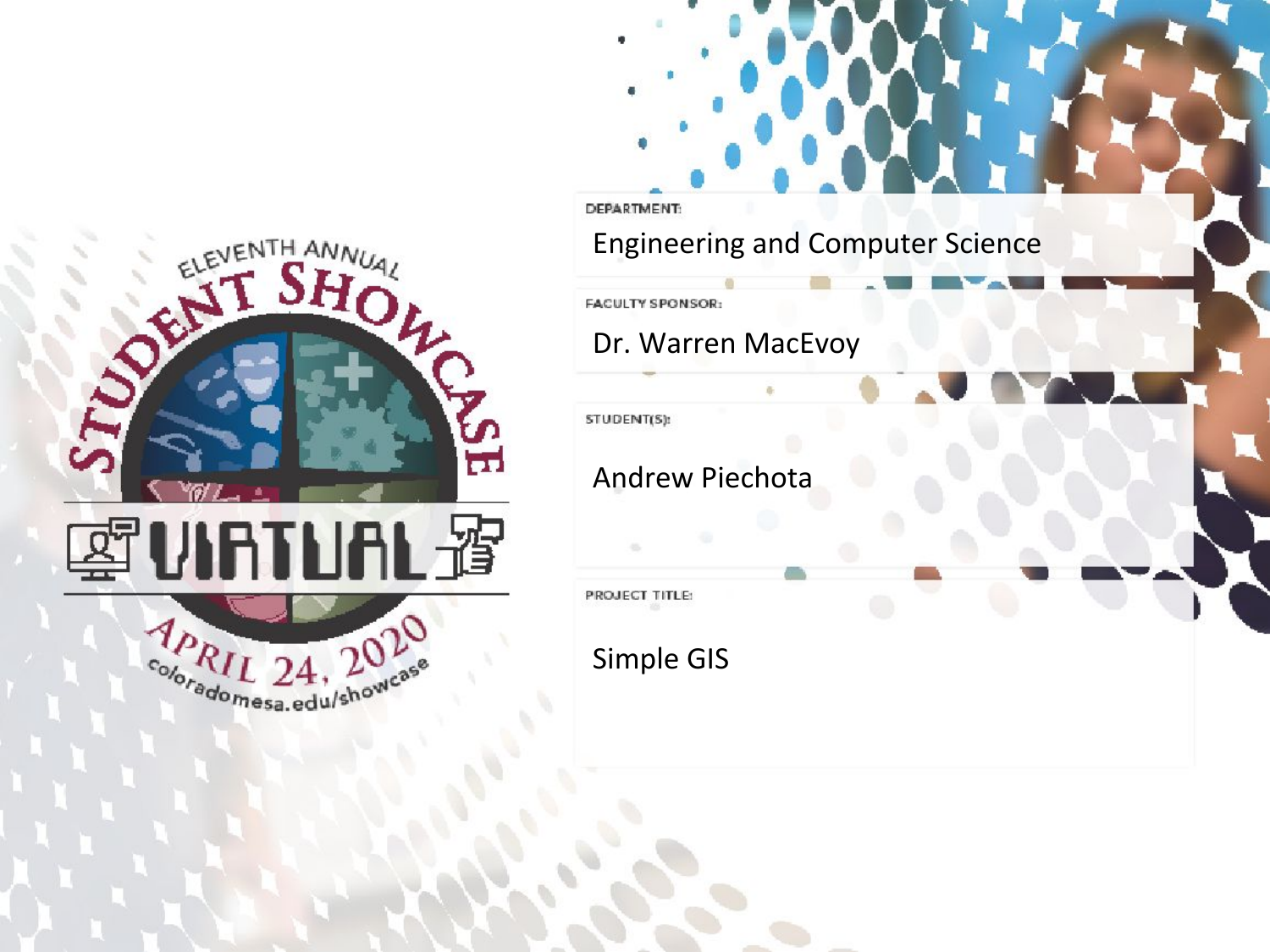ELEVENTH ANNUAL STUDENT SHOWCASE

VIRTUAL

APRIL 24, 2020

coloradomesa.edu/showcase

**DEPARTMENT:**

Engineering and Computer Science

**FACULTY SPONSOR:**

Dr. Warren MacEvoy

**STUDENT(S):**

Andrew Piechota

**PROJECT TITLE:**

Simple GIS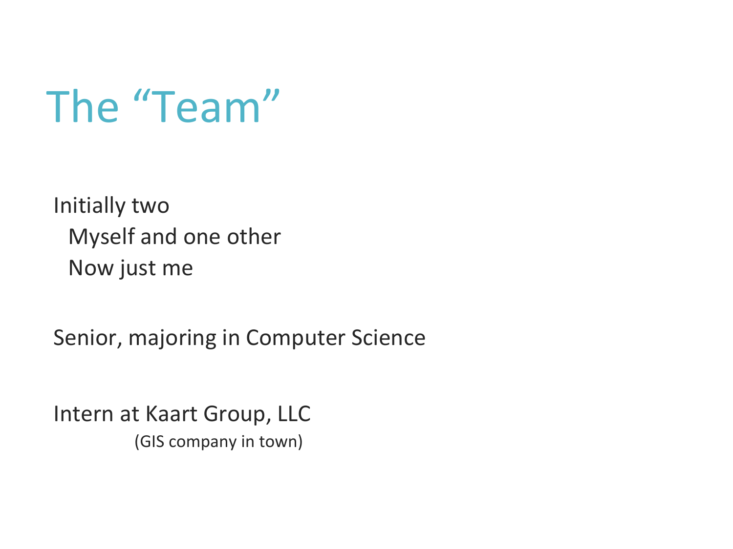# The "Team"

- Initially two
  - Myself and one other
  - Now just me

- Senior, majoring in Computer Science

- Intern at Kaart Group, LLC
  - (GIS company in town)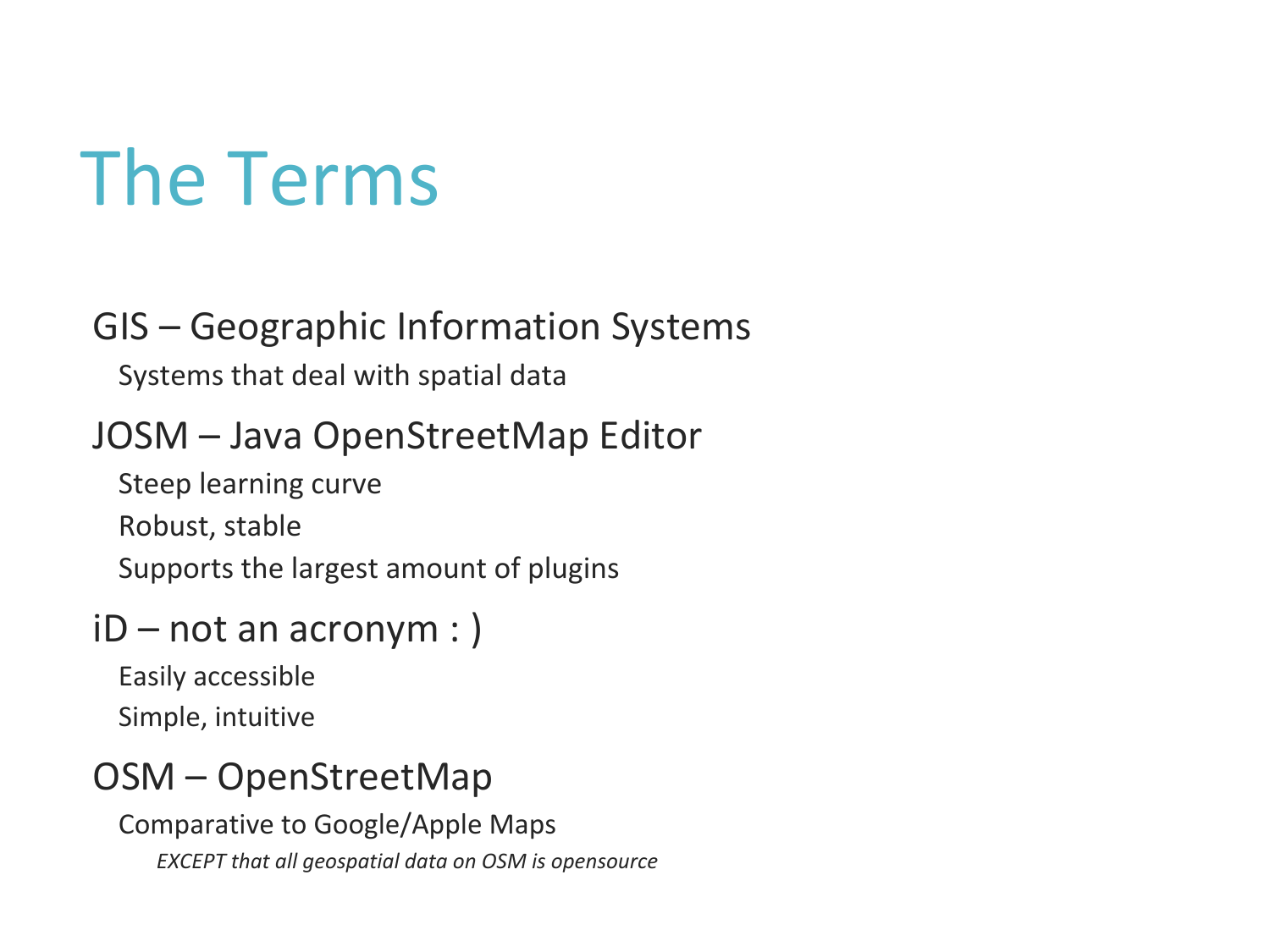# The Terms

- GIS – Geographic Information Systems
  - Systems that deal with spatial data
- JOSM – Java OpenStreetMap Editor
  - Steep learning curve
  - Robust, stable
  - Supports the largest amount of plugins
- iD – not an acronym : )
  - Easily accessible
  - Simple, intuitive
- OSM – OpenStreetMap
  - Comparative to Google/Apple Maps
    - *EXCEPT that all geospatial data on OSM is opensource*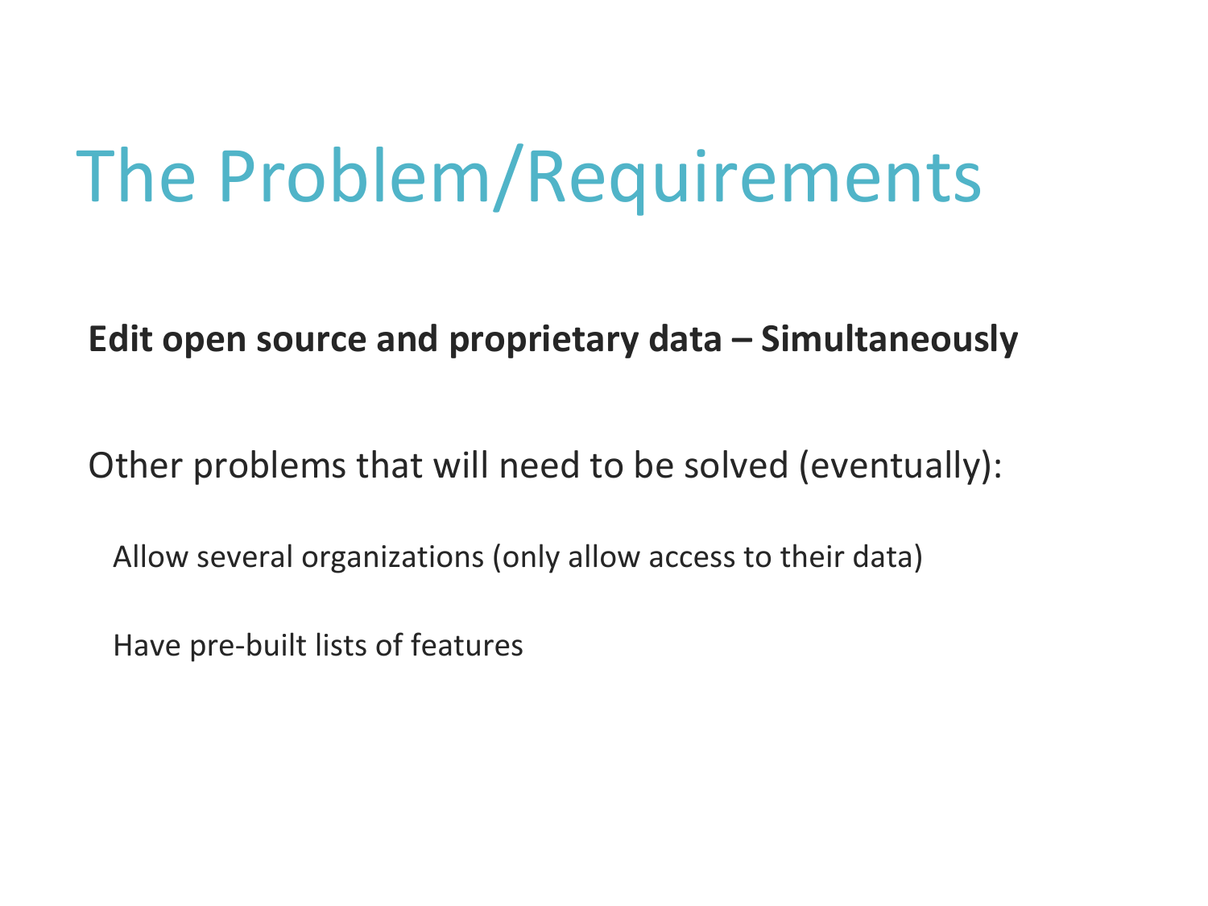# The Problem/Requirements

**Edit open source and proprietary data – Simultaneously**

Other problems that will need to be solved (eventually):

- Allow several organizations (only allow access to their data)
- Have pre-built lists of features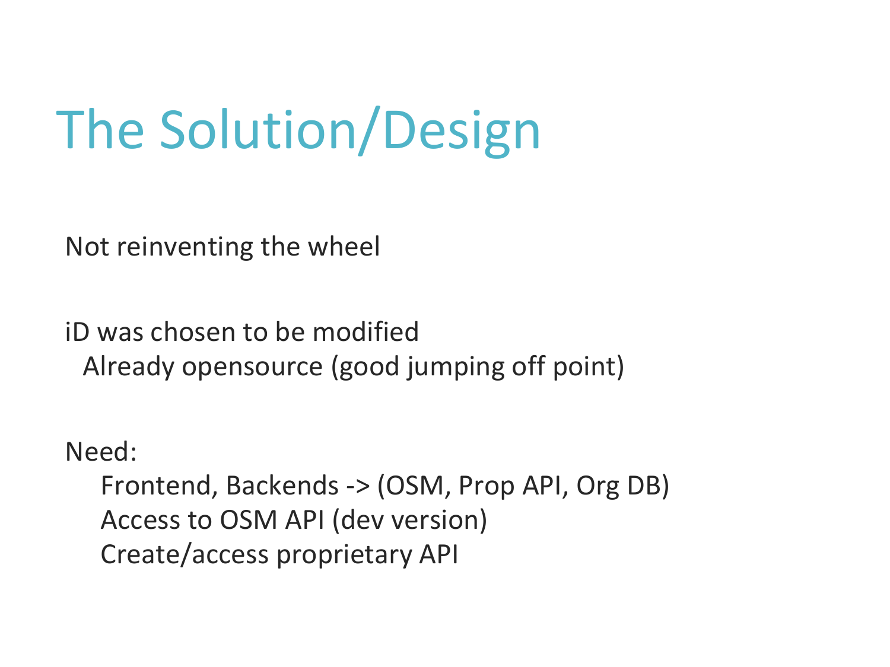# The Solution/Design

Not reinventing the wheel

iD was chosen to be modified
- Already opensource (good jumping off point)

Need:
- Frontend, Backends -> (OSM, Prop API, Org DB)
- Access to OSM API (dev version)
- Create/access proprietary API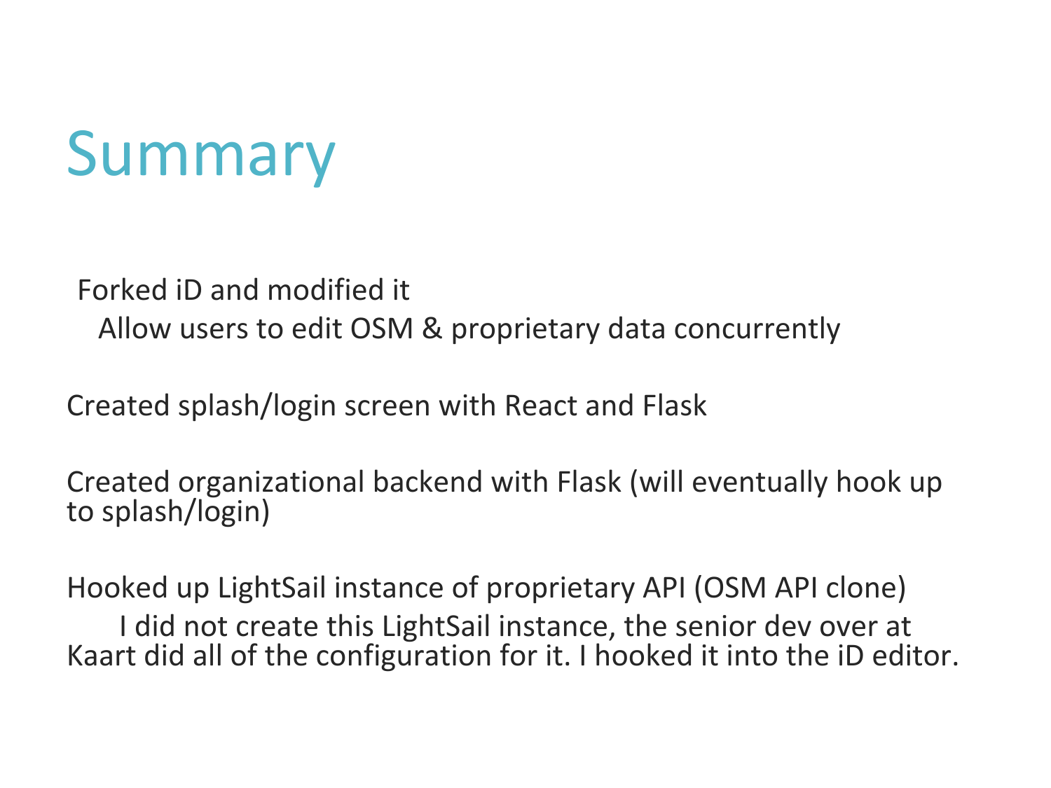# Summary

Forked iD and modified it

Allow users to edit OSM & proprietary data concurrently

Created splash/login screen with React and Flask

Created organizational backend with Flask (will eventually hook up to splash/login)

Hooked up LightSail instance of proprietary API (OSM API clone)

I did not create this LightSail instance, the senior dev over at Kaart did all of the configuration for it. I hooked it into the iD editor.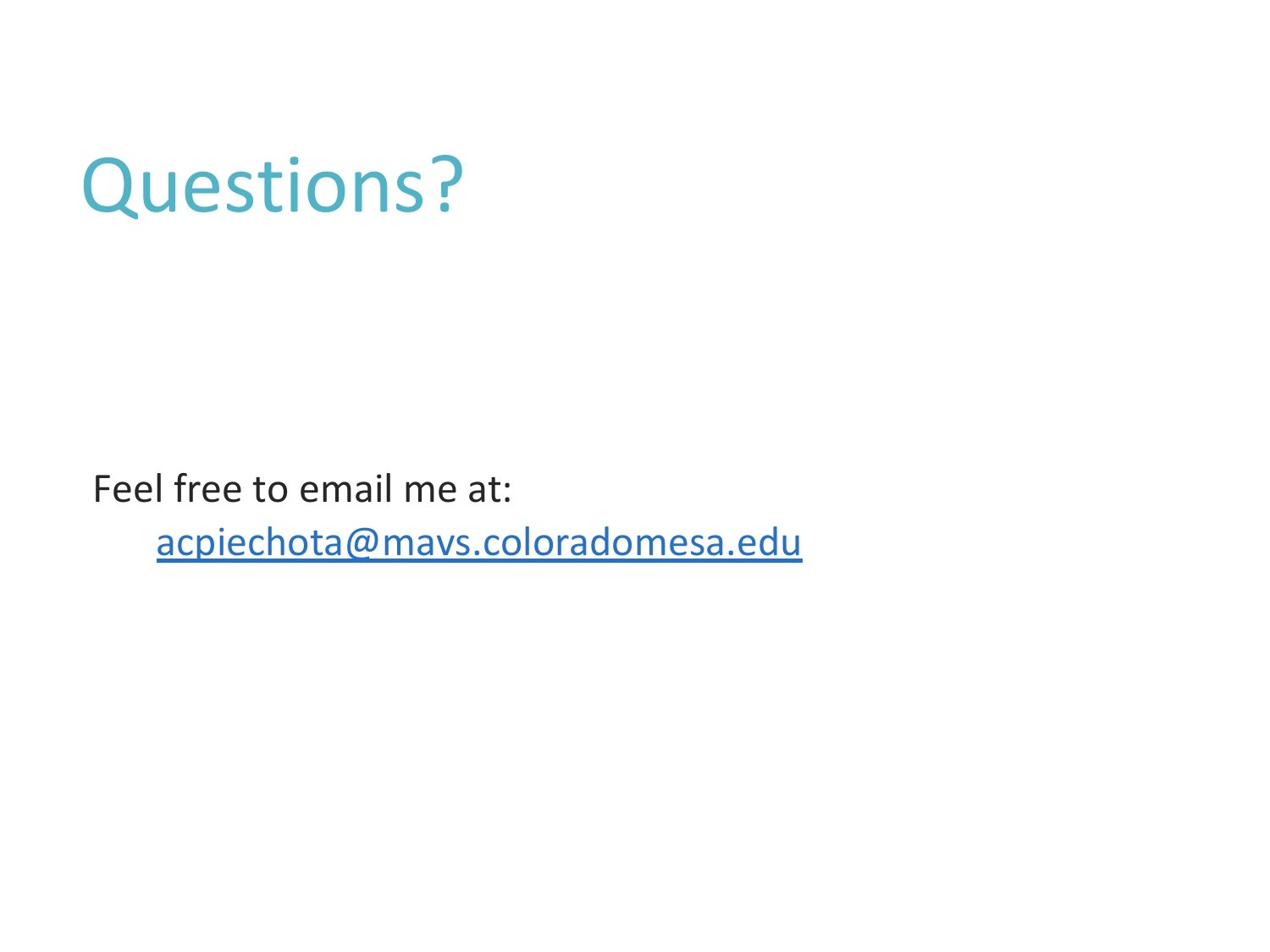# Questions?

Feel free to email me at:

acpiechota@mavs.coloradomesa.edu